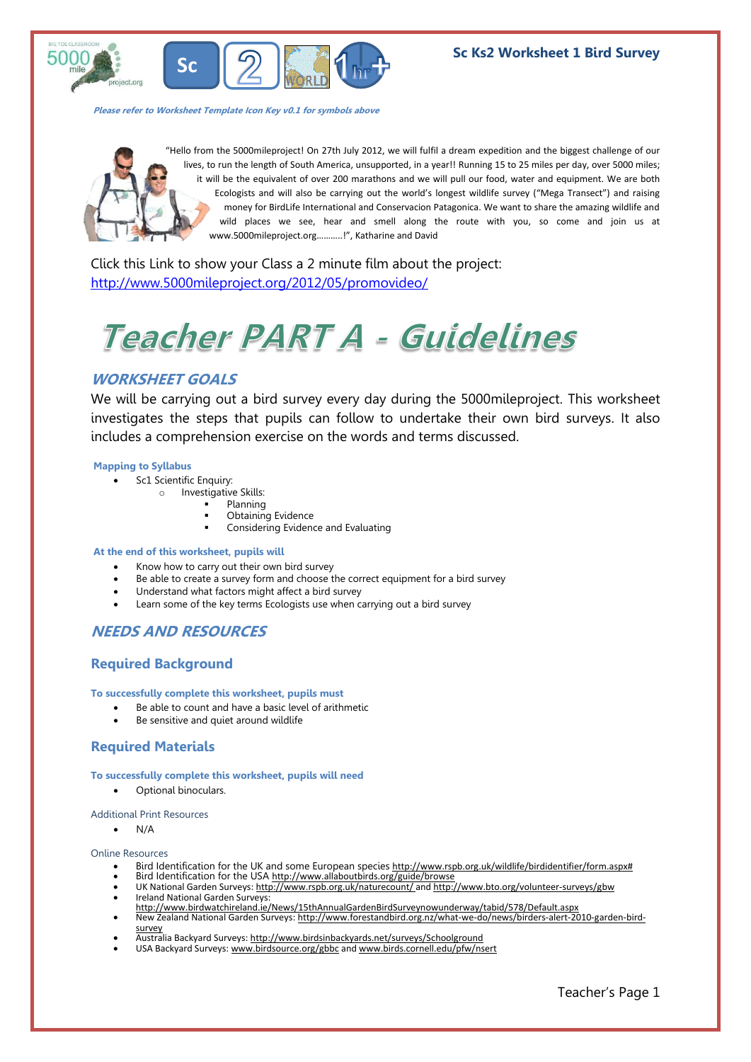**Sc Ks2 Worksheet 1 Bird Survey**

*Please refer to Worksheet Template Icon Key v0.1 for symbols above*

"Hello from the 5000mileproject! On 27th July 2012, we will fulfil a dream expedition and the biggest challenge of our lives, to run the length of South America, unsupported, in a year!! Running 15 to 25 miles per day, over 5000 miles; it will be the equivalent of over 200 marathons and we will pull our food, water and equipment. We are both Ecologists and will also be carrying out the world's longest wildlife survey ("Mega Transect") and raising money for BirdLife International and Conservacion Patagonica. We want to share the amazing wildlife and wild places we see, hear and smell along the route with you, so come and join us at www.5000mileproject.org..........!", Katharine and David

Click this Link to show your Class a 2 minute film about the project:
http://www.5000mileproject.org/2012/05/promovideo/

# Teacher PART A - Guidelines

## WORKSHEET GOALS

We will be carrying out a bird survey every day during the 5000mileproject. This worksheet investigates the steps that pupils can follow to undertake their own bird surveys. It also includes a comprehension exercise on the words and terms discussed.

**Mapping to Syllabus**

- Sc1 Scientific Enquiry:
  - Investigative Skills:
    - Planning
    - Obtaining Evidence
    - Considering Evidence and Evaluating

**At the end of this worksheet, pupils will**

- Know how to carry out their own bird survey
- Be able to create a survey form and choose the correct equipment for a bird survey
- Understand what factors might affect a bird survey
- Learn some of the key terms Ecologists use when carrying out a bird survey

## NEEDS AND RESOURCES

### Required Background

**To successfully complete this worksheet, pupils must**

- Be able to count and have a basic level of arithmetic
- Be sensitive and quiet around wildlife

### Required Materials

**To successfully complete this worksheet, pupils will need**

- Optional binoculars.

Additional Print Resources

- N/A

Online Resources

- Bird Identification for the UK and some European species http://www.rspb.org.uk/wildlife/birdidentifier/form.aspx#
- Bird Identification for the USA http://www.allaboutbirds.org/guide/browse
- UK National Garden Surveys: http://www.rspb.org.uk/naturecount/ and http://www.bto.org/volunteer-surveys/gbw
- Ireland National Garden Surveys: http://www.birdwatchireland.ie/News/15thAnnualGardenBirdSurveynowunderway/tabid/578/Default.aspx
- New Zealand National Garden Surveys: http://www.forestandbird.org.nz/what-we-do/news/birders-alert-2010-garden-bird-survey
- Australia Backyard Surveys: http://www.birdsinbackyards.net/surveys/Schoolground
- USA Backyard Surveys: www.birdsource.org/gbbc and www.birds.cornell.edu/pfw/nsert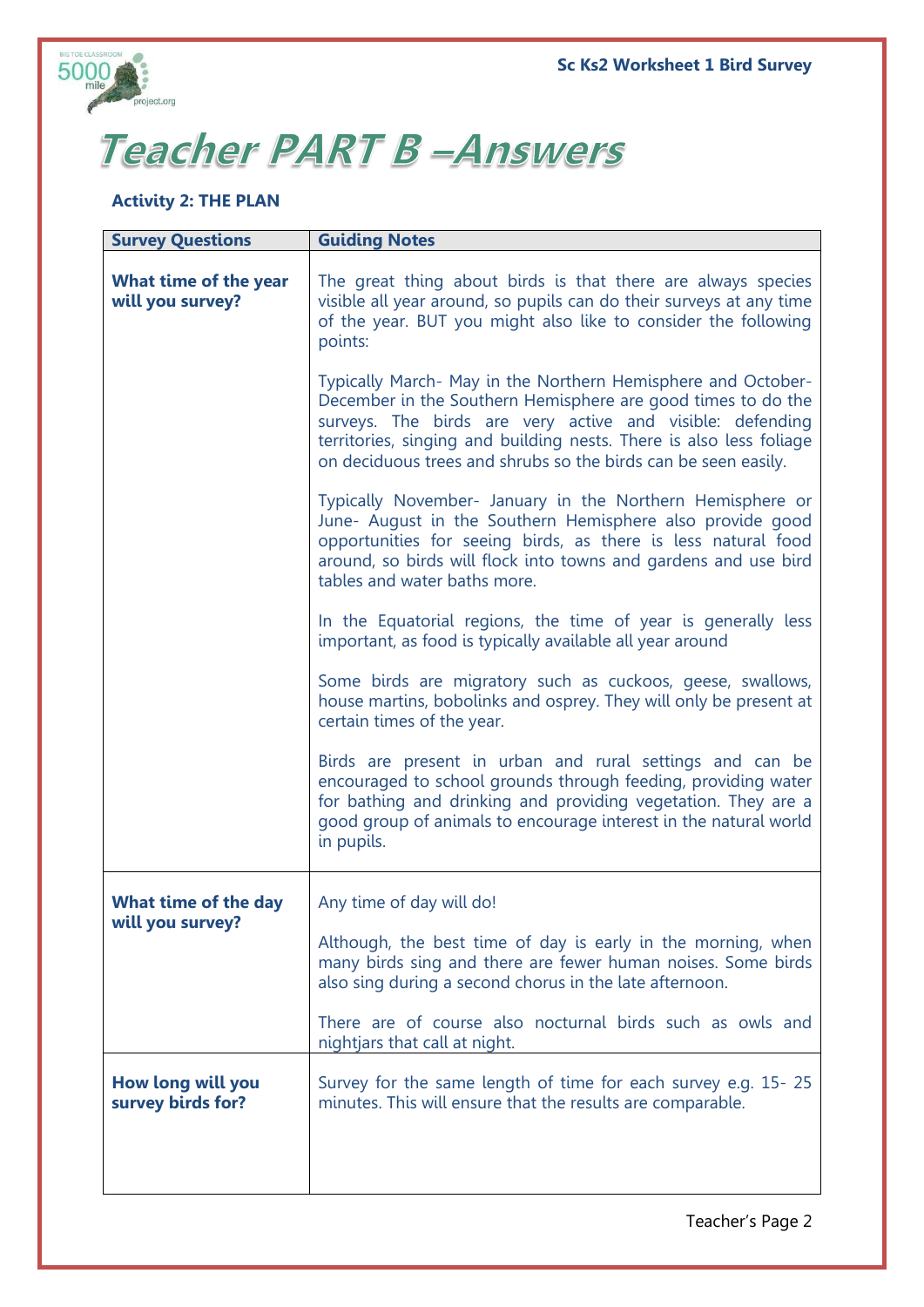# Teacher PART B –Answers

**Activity 2: THE PLAN**

| Survey Questions | Guiding Notes |
|---|---|
| **What time of the year will you survey?** | The great thing about birds is that there are always species visible all year around, so pupils can do their surveys at any time of the year. BUT you might also like to consider the following points:<br><br>Typically March- May in the Northern Hemisphere and October- December in the Southern Hemisphere are good times to do the surveys. The birds are very active and visible: defending territories, singing and building nests. There is also less foliage on deciduous trees and shrubs so the birds can be seen easily.<br><br>Typically November- January in the Northern Hemisphere or June- August in the Southern Hemisphere also provide good opportunities for seeing birds, as there is less natural food around, so birds will flock into towns and gardens and use bird tables and water baths more.<br><br>In the Equatorial regions, the time of year is generally less important, as food is typically available all year around<br><br>Some birds are migratory such as cuckoos, geese, swallows, house martins, bobolinks and osprey. They will only be present at certain times of the year.<br><br>Birds are present in urban and rural settings and can be encouraged to school grounds through feeding, providing water for bathing and drinking and providing vegetation. They are a good group of animals to encourage interest in the natural world in pupils. |
| **What time of the day will you survey?** | Any time of day will do!<br><br>Although, the best time of day is early in the morning, when many birds sing and there are fewer human noises. Some birds also sing during a second chorus in the late afternoon.<br><br>There are of course also nocturnal birds such as owls and nightjars that call at night. |
| **How long will you survey birds for?** | Survey for the same length of time for each survey e.g. 15- 25 minutes. This will ensure that the results are comparable. |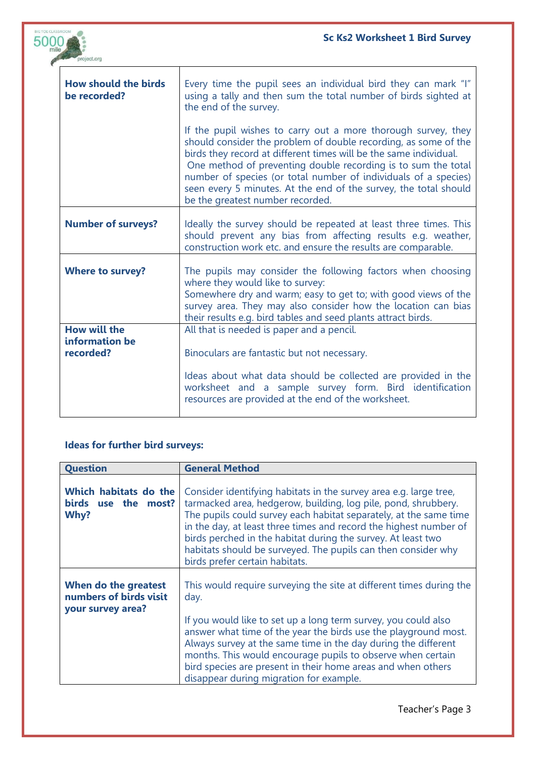| | |
|---|---|
| **How should the birds be recorded?** | Every time the pupil sees an individual bird they can mark "I" using a tally and then sum the total number of birds sighted at the end of the survey.<br><br>If the pupil wishes to carry out a more thorough survey, they should consider the problem of double recording, as some of the birds they record at different times will be the same individual. One method of preventing double recording is to sum the total number of species (or total number of individuals of a species) seen every 5 minutes. At the end of the survey, the total should be the greatest number recorded. |
| **Number of surveys?** | Ideally the survey should be repeated at least three times. This should prevent any bias from affecting results e.g. weather, construction work etc. and ensure the results are comparable. |
| **Where to survey?** | The pupils may consider the following factors when choosing where they would like to survey:<br>Somewhere dry and warm; easy to get to; with good views of the survey area. They may also consider how the location can bias their results e.g. bird tables and seed plants attract birds. |
| **How will the information be recorded?** | All that is needed is paper and a pencil.<br><br>Binoculars are fantastic but not necessary.<br><br>Ideas about what data should be collected are provided in the worksheet and a sample survey form. Bird identification resources are provided at the end of the worksheet. |

**Ideas for further bird surveys:**

| Question | General Method |
|---|---|
| **Which habitats do the birds use the most? Why?** | Consider identifying habitats in the survey area e.g. large tree, tarmacked area, hedgerow, building, log pile, pond, shrubbery. The pupils could survey each habitat separately, at the same time in the day, at least three times and record the highest number of birds perched in the habitat during the survey. At least two habitats should be surveyed. The pupils can then consider why birds prefer certain habitats. |
| **When do the greatest numbers of birds visit your survey area?** | This would require surveying the site at different times during the day.<br><br>If you would like to set up a long term survey, you could also answer what time of the year the birds use the playground most. Always survey at the same time in the day during the different months. This would encourage pupils to observe when certain bird species are present in their home areas and when others disappear during migration for example. |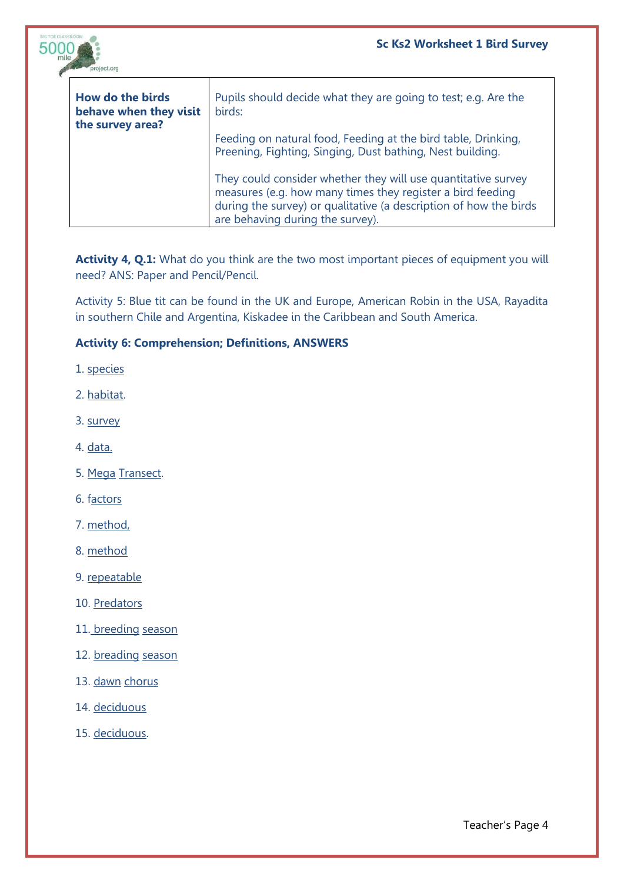| How do the birds behave when they visit the survey area? | Pupils should decide what they are going to test; e.g. Are the birds:<br><br>Feeding on natural food, Feeding at the bird table, Drinking, Preening, Fighting, Singing, Dust bathing, Nest building.<br><br>They could consider whether they will use quantitative survey measures (e.g. how many times they register a bird feeding during the survey) or qualitative (a description of how the birds are behaving during the survey). |
|---|---|

**Activity 4, Q.1:** What do you think are the two most important pieces of equipment you will need? ANS: Paper and Pencil/Pencil.

Activity 5: Blue tit can be found in the UK and Europe, American Robin in the USA, Rayadita in southern Chile and Argentina, Kiskadee in the Caribbean and South America.

**Activity 6: Comprehension; Definitions, ANSWERS**

1. species
2. habitat.
3. survey
4. data.
5. Mega Transect.
6. factors
7. method,
8. method
9. repeatable
10. Predators
11. breeding season
12. breading season
13. dawn chorus
14. deciduous
15. deciduous.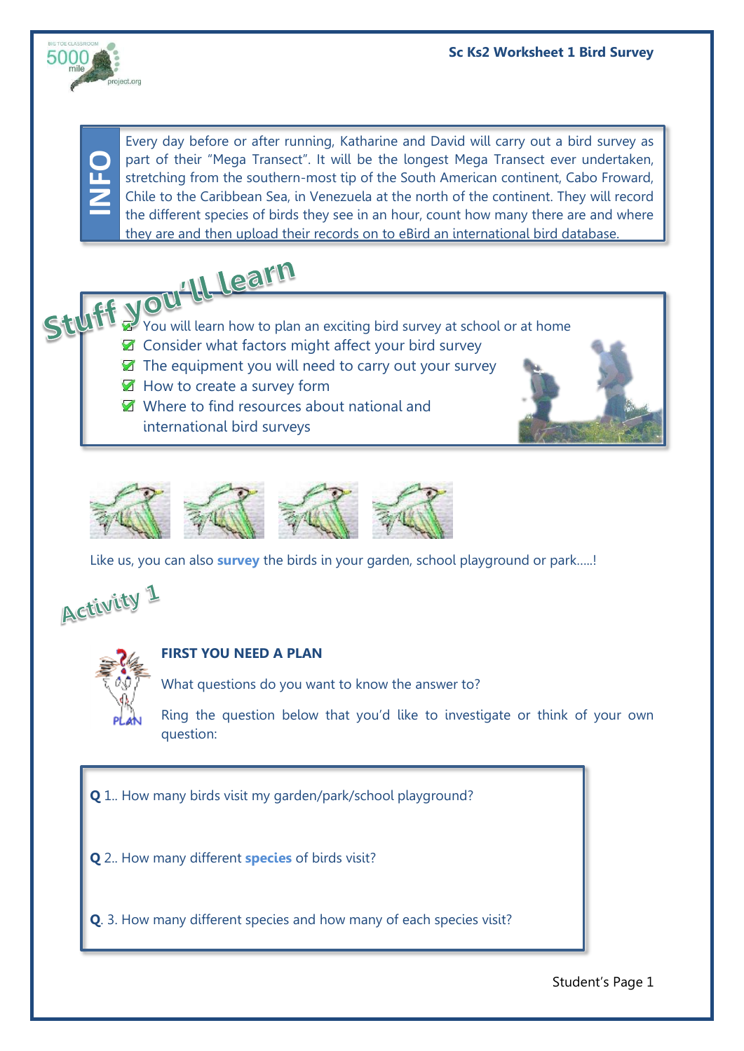## INFO

Every day before or after running, Katharine and David will carry out a bird survey as part of their "Mega Transect". It will be the longest Mega Transect ever undertaken, stretching from the southern-most tip of the South American continent, Cabo Froward, Chile to the Caribbean Sea, in Venezuela at the north of the continent. They will record the different species of birds they see in an hour, count how many there are and where they are and then upload their records on to eBird an international bird database.

## Stuff you'll learn

- ☑ You will learn how to plan an exciting bird survey at school or at home
- ☑ Consider what factors might affect your bird survey
- ☑ The equipment you will need to carry out your survey
- ☑ How to create a survey form
- ☑ Where to find resources about national and international bird surveys

Like us, you can also **survey** the birds in your garden, school playground or park.....!

## Activity 1

### FIRST YOU NEED A PLAN

What questions do you want to know the answer to?

Ring the question below that you'd like to investigate or think of your own question:

**Q** 1.. How many birds visit my garden/park/school playground?

**Q** 2.. How many different **species** of birds visit?

**Q**. 3. How many different species and how many of each species visit?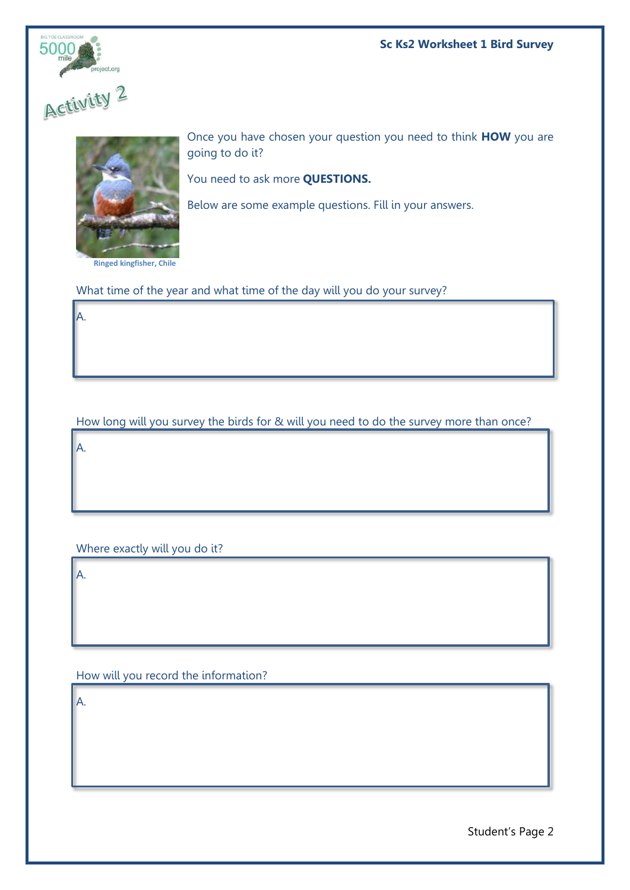# Activity 2

Once you have chosen your question you need to think **HOW** you are going to do it?

You need to ask more **QUESTIONS.**

Below are some example questions. Fill in your answers.

Ringed kingfisher, Chile

What time of the year and what time of the day will you do your survey?

A.

How long will you survey the birds for & will you need to do the survey more than once?

A.

Where exactly will you do it?

A.

How will you record the information?

A.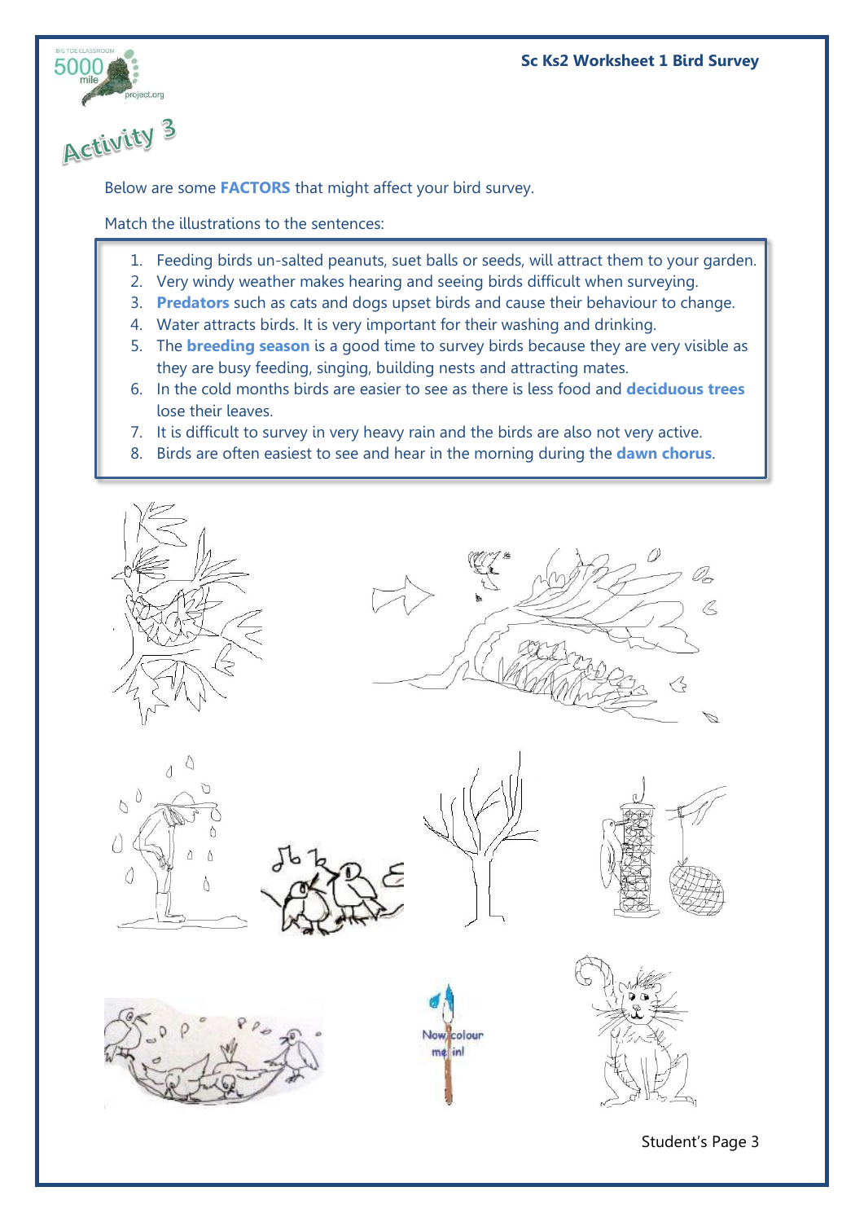# Activity 3

Below are some **FACTORS** that might affect your bird survey.

Match the illustrations to the sentences:

1. Feeding birds un-salted peanuts, suet balls or seeds, will attract them to your garden.
2. Very windy weather makes hearing and seeing birds difficult when surveying.
3. **Predators** such as cats and dogs upset birds and cause their behaviour to change.
4. Water attracts birds. It is very important for their washing and drinking.
5. The **breeding season** is a good time to survey birds because they are very visible as they are busy feeding, singing, building nests and attracting mates.
6. In the cold months birds are easier to see as there is less food and **deciduous trees** lose their leaves.
7. It is difficult to survey in very heavy rain and the birds are also not very active.
8. Birds are often easiest to see and hear in the morning during the **dawn chorus**.

Now colour me in!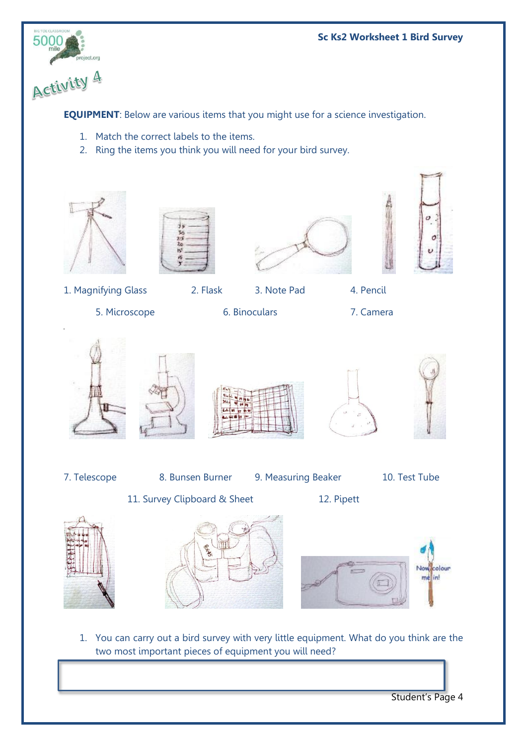Activity 4

**EQUIPMENT**: Below are various items that you might use for a science investigation.

1. Match the correct labels to the items.
2. Ring the items you think you will need for your bird survey.

1. Magnifying Glass
2. Flask
3. Note Pad
4. Pencil
5. Microscope
6. Binoculars
7. Camera

7. Telescope
8. Bunsen Burner
9. Measuring Beaker
10. Test Tube
11. Survey Clipboard & Sheet
12. Pipett

Now colour me in!

1. You can carry out a bird survey with very little equipment. What do you think are the two most important pieces of equipment you will need?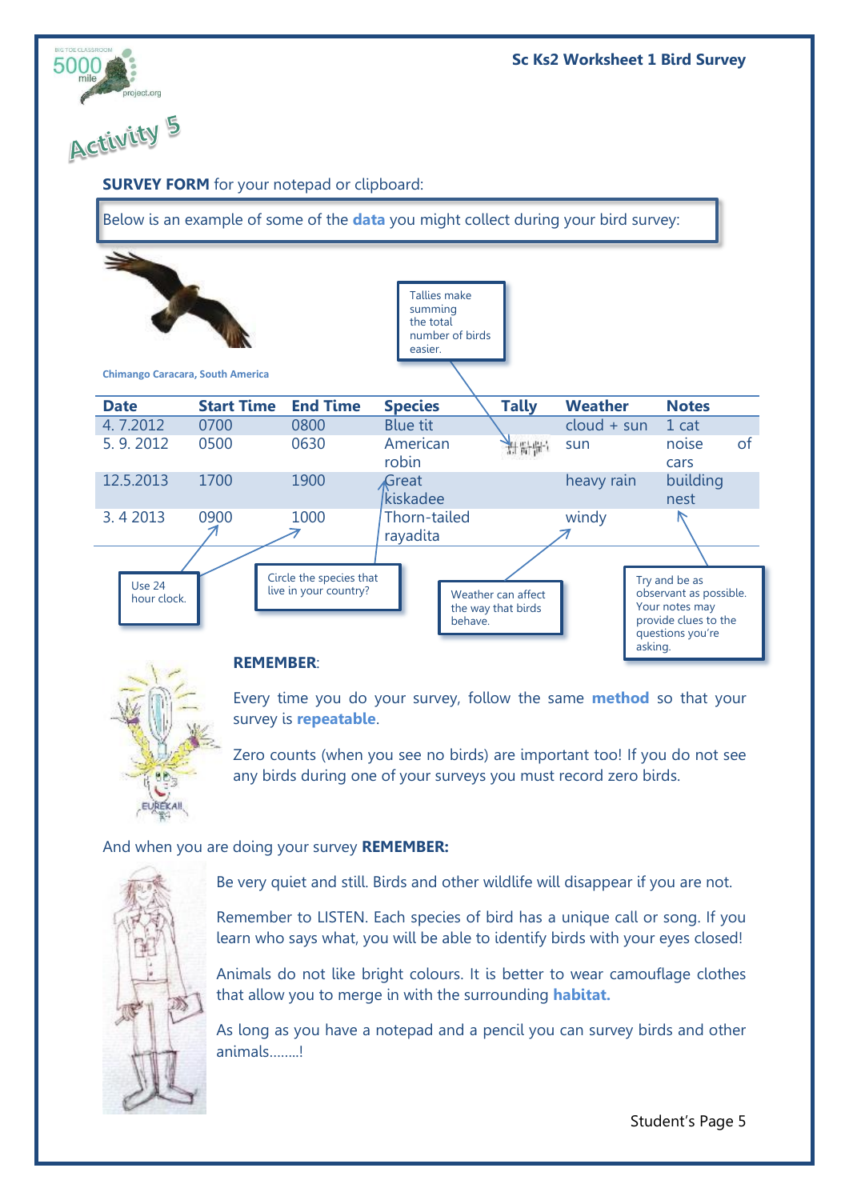# Activity 5

**SURVEY FORM** for your notepad or clipboard:

Below is an example of some of the **data** you might collect during your bird survey:

Chimango Caracara, South America

Tallies make summing the total number of birds easier.

| Date | Start Time | End Time | Species | Tally | Weather | Notes |
|---|---|---|---|---|---|---|
| 4. 7.2012 | 0700 | 0800 | Blue tit | | cloud + sun | 1 cat |
| 5. 9. 2012 | 0500 | 0630 | American robin | ||||| ||||| ||||| | sun | noise of cars |
| 12.5.2013 | 1700 | 1900 | Great kiskadee | | heavy rain | building nest |
| 3. 4 2013 | 0900 | 1000 | Thorn-tailed rayadita | | windy | |

Use 24 hour clock.

Circle the species that live in your country?

Weather can affect the way that birds behave.

Try and be as observant as possible. Your notes may provide clues to the questions you're asking.

**REMEMBER**:

Every time you do your survey, follow the same **method** so that your survey is **repeatable**.

Zero counts (when you see no birds) are important too! If you do not see any birds during one of your surveys you must record zero birds.

And when you are doing your survey **REMEMBER:**

Be very quiet and still. Birds and other wildlife will disappear if you are not.

Remember to LISTEN. Each species of bird has a unique call or song. If you learn who says what, you will be able to identify birds with your eyes closed!

Animals do not like bright colours. It is better to wear camouflage clothes that allow you to merge in with the surrounding **habitat.**

As long as you have a notepad and a pencil you can survey birds and other animals........!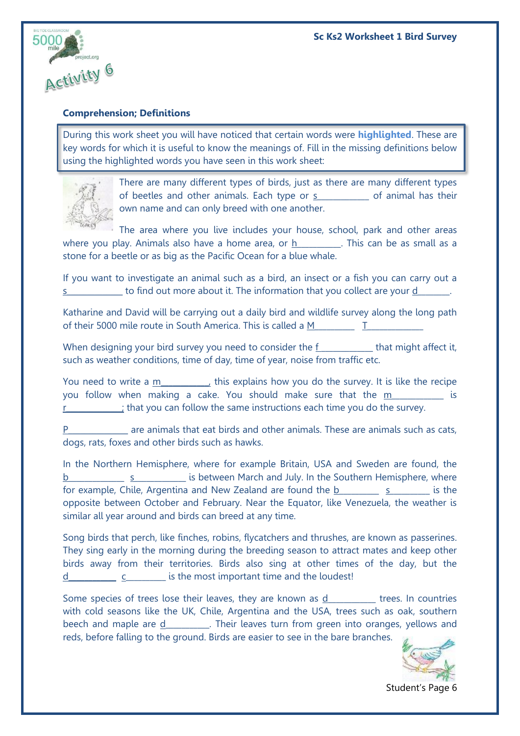## Comprehension; Definitions

During this work sheet you will have noticed that certain words were **highlighted**. These are key words for which it is useful to know the meanings of. Fill in the missing definitions below using the highlighted words you have seen in this work sheet:

There are many different types of birds, just as there are many different types of beetles and other animals. Each type or s___________ of animal has their own name and can only breed with one another.

The area where you live includes your house, school, park and other areas where you play. Animals also have a home area, or h_________. This can be as small as a stone for a beetle or as big as the Pacific Ocean for a blue whale.

If you want to investigate an animal such as a bird, an insect or a fish you can carry out a s____________ to find out more about it. The information that you collect are your d_______.

Katharine and David will be carrying out a daily bird and wildlife survey along the long path of their 5000 mile route in South America. This is called a M_________ T_____________

When designing your bird survey you need to consider the f___________ that might affect it, such as weather conditions, time of day, time of year, noise from traffic etc.

You need to write a m__________, this explains how you do the survey. It is like the recipe you follow when making a cake. You should make sure that the m___________ is r____________; that you can follow the same instructions each time you do the survey.

P_____________ are animals that eat birds and other animals. These are animals such as cats, dogs, rats, foxes and other birds such as hawks.

In the Northern Hemisphere, where for example Britain, USA and Sweden are found, the b____________ s___________ is between March and July. In the Southern Hemisphere, where for example, Chile, Argentina and New Zealand are found the b_________ s_________ is the opposite between October and February. Near the Equator, like Venezuela, the weather is similar all year around and birds can breed at any time.

Song birds that perch, like finches, robins, flycatchers and thrushes, are known as passerines. They sing early in the morning during the breeding season to attract mates and keep other birds away from their territories. Birds also sing at other times of the day, but the d__________ c_________ is the most important time and the loudest!

Some species of trees lose their leaves, they are known as d__________ trees. In countries with cold seasons like the UK, Chile, Argentina and the USA, trees such as oak, southern beech and maple are d_________. Their leaves turn from green into oranges, yellows and reds, before falling to the ground. Birds are easier to see in the bare branches.

Student's Page 6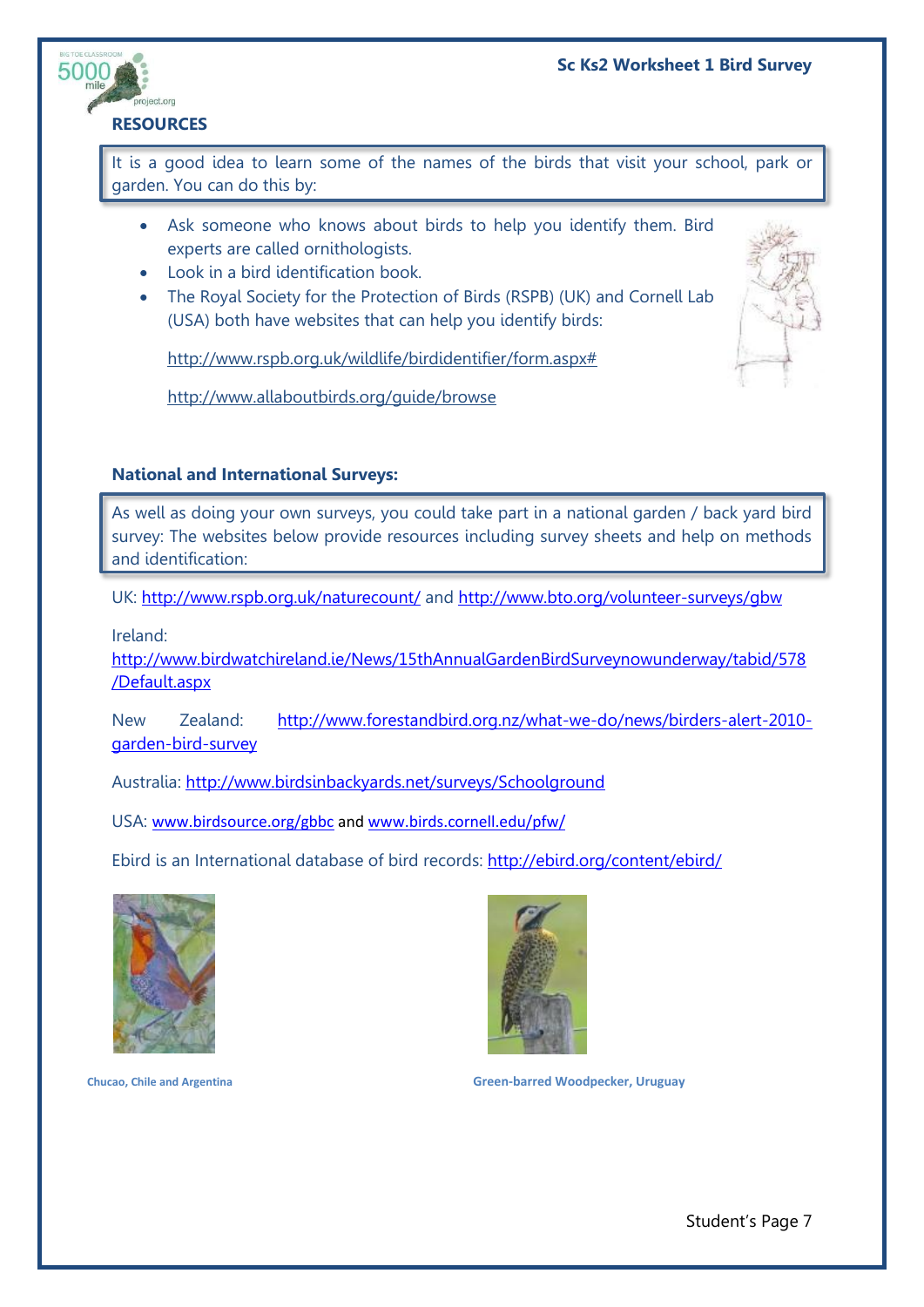## RESOURCES

It is a good idea to learn some of the names of the birds that visit your school, park or garden. You can do this by:

- Ask someone who knows about birds to help you identify them. Bird experts are called ornithologists.
- Look in a bird identification book.
- The Royal Society for the Protection of Birds (RSPB) (UK) and Cornell Lab (USA) both have websites that can help you identify birds:

  http://www.rspb.org.uk/wildlife/birdidentifier/form.aspx#

  http://www.allaboutbirds.org/guide/browse

### National and International Surveys:

As well as doing your own surveys, you could take part in a national garden / back yard bird survey: The websites below provide resources including survey sheets and help on methods and identification:

UK: http://www.rspb.org.uk/naturecount/ and http://www.bto.org/volunteer-surveys/gbw

Ireland: http://www.birdwatchireland.ie/News/15thAnnualGardenBirdSurveynowunderway/tabid/578/Default.aspx

New Zealand: http://www.forestandbird.org.nz/what-we-do/news/birders-alert-2010-garden-bird-survey

Australia: http://www.birdsinbackyards.net/surveys/Schoolground

USA: www.birdsource.org/gbbc and www.birds.cornell.edu/pfw/

Ebird is an International database of bird records: http://ebird.org/content/ebird/

Chucao, Chile and Argentina

Green-barred Woodpecker, Uruguay